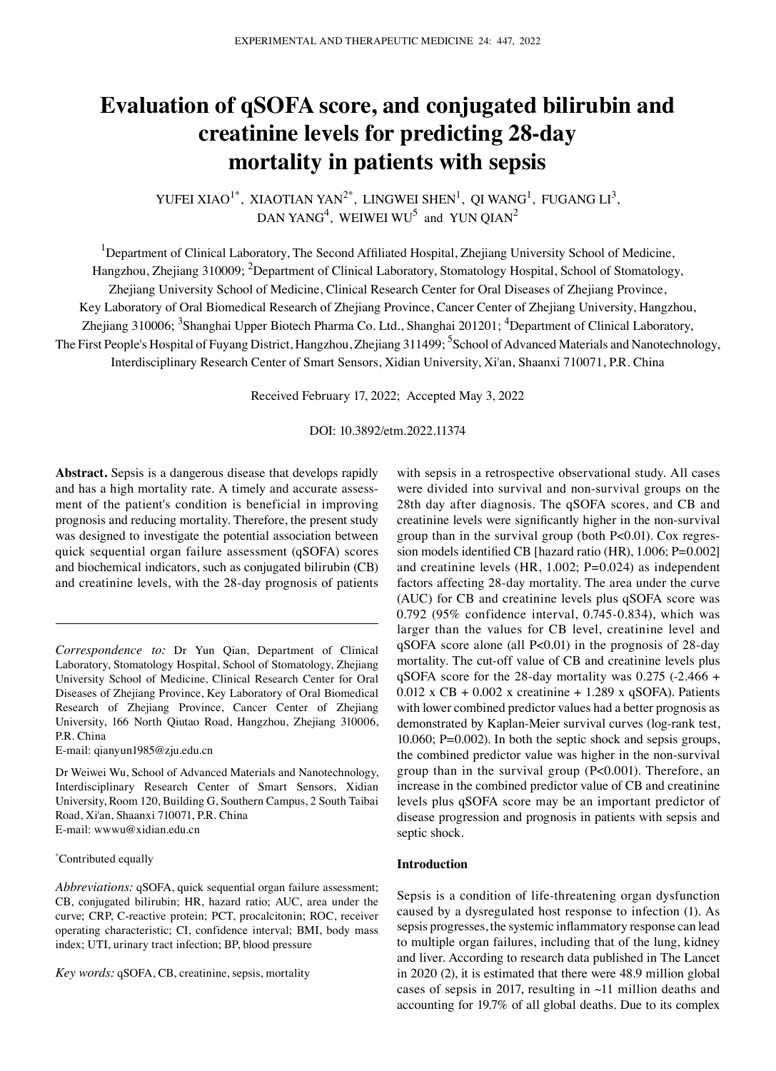# Evaluation of qSOFA score, and conjugated bilirubin and creatinine levels for predicting 28-day mortality in patients with sepsis

YUFEI XIAO[1*], XIAOTIAN YAN[2*], LINGWEI SHEN[1], QI WANG[1], FUGANG LI[3], DAN YANG[4], WEIWEI WU[5] and YUN QIAN[2]

[1]Department of Clinical Laboratory, The Second Affiliated Hospital, Zhejiang University School of Medicine, Hangzhou, Zhejiang 310009; [2]Department of Clinical Laboratory, Stomatology Hospital, School of Stomatology, Zhejiang University School of Medicine, Clinical Research Center for Oral Diseases of Zhejiang Province, Key Laboratory of Oral Biomedical Research of Zhejiang Province, Cancer Center of Zhejiang University, Hangzhou, Zhejiang 310006; [3]Shanghai Upper Biotech Pharma Co. Ltd., Shanghai 201201; [4]Department of Clinical Laboratory, The First People's Hospital of Fuyang District, Hangzhou, Zhejiang 311499; [5]School of Advanced Materials and Nanotechnology, Interdisciplinary Research Center of Smart Sensors, Xidian University, Xi'an, Shaanxi 710071, P.R. China

Received February 17, 2022; Accepted May 3, 2022

DOI: 10.3892/etm.2022.11374

**Abstract.** Sepsis is a dangerous disease that develops rapidly and has a high mortality rate. A timely and accurate assessment of the patient's condition is beneficial in improving prognosis and reducing mortality. Therefore, the present study was designed to investigate the potential association between quick sequential organ failure assessment (qSOFA) scores and biochemical indicators, such as conjugated bilirubin (CB) and creatinine levels, with the 28-day prognosis of patients with sepsis in a retrospective observational study. All cases were divided into survival and non-survival groups on the 28th day after diagnosis. The qSOFA scores, and CB and creatinine levels were significantly higher in the non-survival group than in the survival group (both P<0.01). Cox regression models identified CB [hazard ratio (HR), 1.006; P=0.002] and creatinine levels (HR, 1.002; P=0.024) as independent factors affecting 28-day mortality. The area under the curve (AUC) for CB and creatinine levels plus qSOFA score was 0.792 (95% confidence interval, 0.745-0.834), which was larger than the values for CB level, creatinine level and qSOFA score alone (all P<0.01) in the prognosis of 28-day mortality. The cut-off value of CB and creatinine levels plus qSOFA score for the 28-day mortality was 0.275 (-2.466 + 0.012 x CB + 0.002 x creatinine + 1.289 x qSOFA). Patients with lower combined predictor values had a better prognosis as demonstrated by Kaplan-Meier survival curves (log-rank test, 10.060; P=0.002). In both the septic shock and sepsis groups, the combined predictor value was higher in the non-survival group than in the survival group (P<0.001). Therefore, an increase in the combined predictor value of CB and creatinine levels plus qSOFA score may be an important predictor of disease progression and prognosis in patients with sepsis and septic shock.

*Correspondence to:* Dr Yun Qian, Department of Clinical Laboratory, Stomatology Hospital, School of Stomatology, Zhejiang University School of Medicine, Clinical Research Center for Oral Diseases of Zhejiang Province, Key Laboratory of Oral Biomedical Research of Zhejiang Province, Cancer Center of Zhejiang University, 166 North Qiutao Road, Hangzhou, Zhejiang 310006, P.R. China
E-mail: qianyun1985@zju.edu.cn

Dr Weiwei Wu, School of Advanced Materials and Nanotechnology, Interdisciplinary Research Center of Smart Sensors, Xidian University, Room 120, Building G, Southern Campus, 2 South Taibai Road, Xi'an, Shaanxi 710071, P.R. China
E-mail: wwwu@xidian.edu.cn

*Contributed equally

*Abbreviations:* qSOFA, quick sequential organ failure assessment; CB, conjugated bilirubin; HR, hazard ratio; AUC, area under the curve; CRP, C-reactive protein; PCT, procalcitonin; ROC, receiver operating characteristic; CI, confidence interval; BMI, body mass index; UTI, urinary tract infection; BP, blood pressure

*Key words:* qSOFA, CB, creatinine, sepsis, mortality

## Introduction

Sepsis is a condition of life-threatening organ dysfunction caused by a dysregulated host response to infection (1). As sepsis progresses, the systemic inflammatory response can lead to multiple organ failures, including that of the lung, kidney and liver. According to research data published in The Lancet in 2020 (2), it is estimated that there were 48.9 million global cases of sepsis in 2017, resulting in ~11 million deaths and accounting for 19.7% of all global deaths. Due to its complex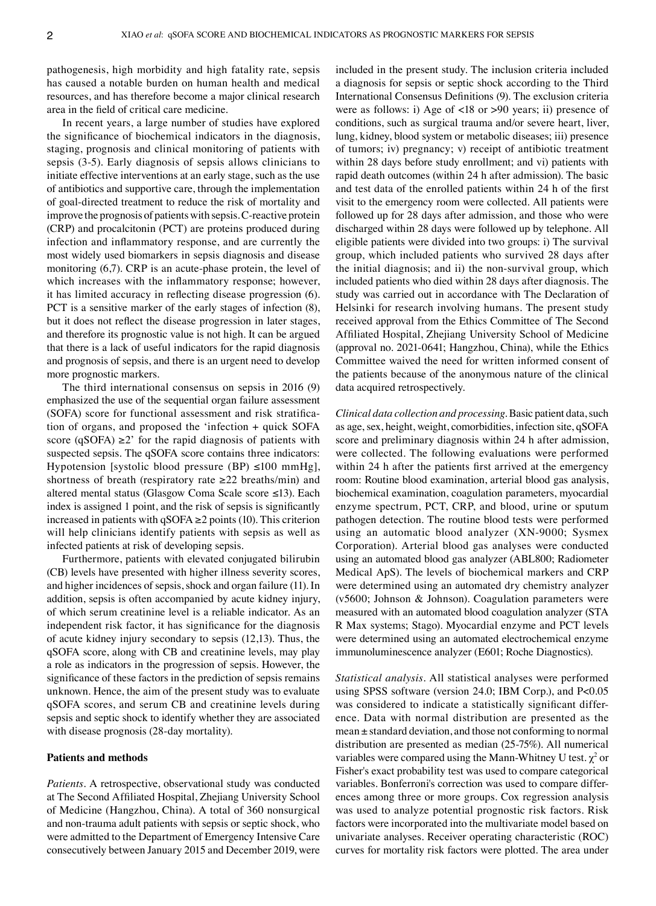pathogenesis, high morbidity and high fatality rate, sepsis has caused a notable burden on human health and medical resources, and has therefore become a major clinical research area in the field of critical care medicine.

In recent years, a large number of studies have explored the significance of biochemical indicators in the diagnosis, staging, prognosis and clinical monitoring of patients with sepsis (3-5). Early diagnosis of sepsis allows clinicians to initiate effective interventions at an early stage, such as the use of antibiotics and supportive care, through the implementation of goal-directed treatment to reduce the risk of mortality and improve the prognosis of patients with sepsis. C-reactive protein (CRP) and procalcitonin (PCT) are proteins produced during infection and inflammatory response, and are currently the most widely used biomarkers in sepsis diagnosis and disease monitoring (6,7). CRP is an acute-phase protein, the level of which increases with the inflammatory response; however, it has limited accuracy in reflecting disease progression (6). PCT is a sensitive marker of the early stages of infection (8), but it does not reflect the disease progression in later stages, and therefore its prognostic value is not high. It can be argued that there is a lack of useful indicators for the rapid diagnosis and prognosis of sepsis, and there is an urgent need to develop more prognostic markers.

The third international consensus on sepsis in 2016 (9) emphasized the use of the sequential organ failure assessment (SOFA) score for functional assessment and risk stratification of organs, and proposed the 'infection + quick SOFA score (qSOFA) ≥2' for the rapid diagnosis of patients with suspected sepsis. The qSOFA score contains three indicators: Hypotension [systolic blood pressure (BP) ≤100 mmHg], shortness of breath (respiratory rate ≥22 breaths/min) and altered mental status (Glasgow Coma Scale score ≤13). Each index is assigned 1 point, and the risk of sepsis is significantly increased in patients with qSOFA ≥2 points (10). This criterion will help clinicians identify patients with sepsis as well as infected patients at risk of developing sepsis.

Furthermore, patients with elevated conjugated bilirubin (CB) levels have presented with higher illness severity scores, and higher incidences of sepsis, shock and organ failure (11). In addition, sepsis is often accompanied by acute kidney injury, of which serum creatinine level is a reliable indicator. As an independent risk factor, it has significance for the diagnosis of acute kidney injury secondary to sepsis (12,13). Thus, the qSOFA score, along with CB and creatinine levels, may play a role as indicators in the progression of sepsis. However, the significance of these factors in the prediction of sepsis remains unknown. Hence, the aim of the present study was to evaluate qSOFA scores, and serum CB and creatinine levels during sepsis and septic shock to identify whether they are associated with disease prognosis (28-day mortality).

## Patients and methods

*Patients.* A retrospective, observational study was conducted at The Second Affiliated Hospital, Zhejiang University School of Medicine (Hangzhou, China). A total of 360 nonsurgical and non-trauma adult patients with sepsis or septic shock, who were admitted to the Department of Emergency Intensive Care consecutively between January 2015 and December 2019, were included in the present study. The inclusion criteria included a diagnosis for sepsis or septic shock according to the Third International Consensus Definitions (9). The exclusion criteria were as follows: i) Age of <18 or >90 years; ii) presence of conditions, such as surgical trauma and/or severe heart, liver, lung, kidney, blood system or metabolic diseases; iii) presence of tumors; iv) pregnancy; v) receipt of antibiotic treatment within 28 days before study enrollment; and vi) patients with rapid death outcomes (within 24 h after admission). The basic and test data of the enrolled patients within 24 h of the first visit to the emergency room were collected. All patients were followed up for 28 days after admission, and those who were discharged within 28 days were followed up by telephone. All eligible patients were divided into two groups: i) The survival group, which included patients who survived 28 days after the initial diagnosis; and ii) the non-survival group, which included patients who died within 28 days after diagnosis. The study was carried out in accordance with The Declaration of Helsinki for research involving humans. The present study received approval from the Ethics Committee of The Second Affiliated Hospital, Zhejiang University School of Medicine (approval no. 2021-0641; Hangzhou, China), while the Ethics Committee waived the need for written informed consent of the patients because of the anonymous nature of the clinical data acquired retrospectively.

*Clinical data collection and processing.* Basic patient data, such as age, sex, height, weight, comorbidities, infection site, qSOFA score and preliminary diagnosis within 24 h after admission, were collected. The following evaluations were performed within 24 h after the patients first arrived at the emergency room: Routine blood examination, arterial blood gas analysis, biochemical examination, coagulation parameters, myocardial enzyme spectrum, PCT, CRP, and blood, urine or sputum pathogen detection. The routine blood tests were performed using an automatic blood analyzer (XN-9000; Sysmex Corporation). Arterial blood gas analyses were conducted using an automated blood gas analyzer (ABL800; Radiometer Medical ApS). The levels of biochemical markers and CRP were determined using an automated dry chemistry analyzer (v5600; Johnson & Johnson). Coagulation parameters were measured with an automated blood coagulation analyzer (STA R Max systems; Stago). Myocardial enzyme and PCT levels were determined using an automated electrochemical enzyme immunoluminescence analyzer (E601; Roche Diagnostics).

*Statistical analysis.* All statistical analyses were performed using SPSS software (version 24.0; IBM Corp.), and P<0.05 was considered to indicate a statistically significant difference. Data with normal distribution are presented as the mean ± standard deviation, and those not conforming to normal distribution are presented as median (25-75%). All numerical variables were compared using the Mann-Whitney U test. $\chi^2$ or Fisher's exact probability test was used to compare categorical variables. Bonferroni's correction was used to compare differences among three or more groups. Cox regression analysis was used to analyze potential prognostic risk factors. Risk factors were incorporated into the multivariate model based on univariate analyses. Receiver operating characteristic (ROC) curves for mortality risk factors were plotted. The area under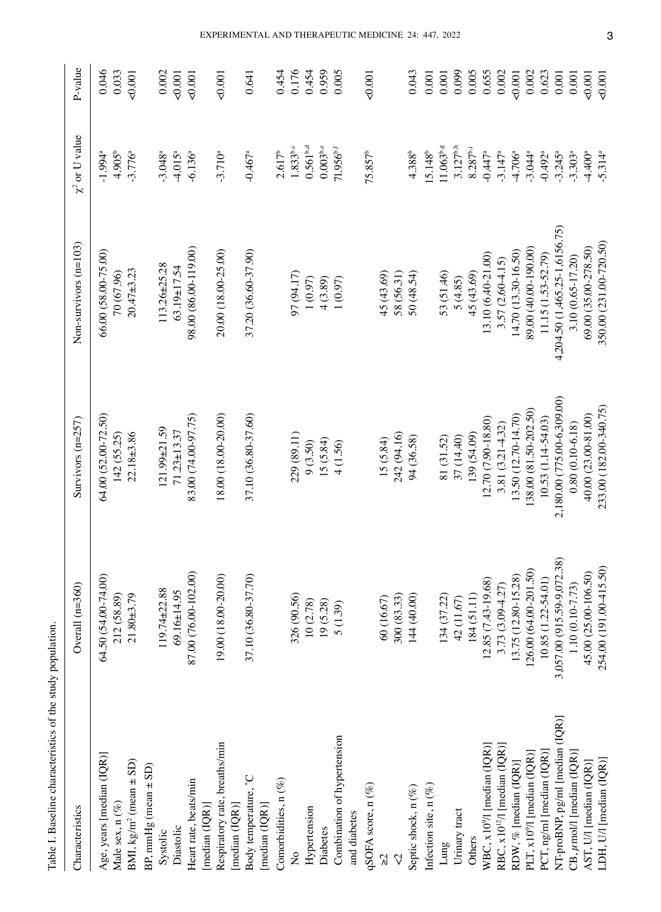Table I. Baseline characteristics of the study population.

| Characteristics | Overall (n=360) | Survivors (n=257) | Non-survivors (n=103) | $\chi^2$ or U value | P-value |
|---|---|---|---|---|---|
| Age, years [median (IQR)] | 64.50 (54.00-74.00) | 64.00 (52.00-72.50) | 66.00 (58.00-75.00) | -1.994[a] | 0.046 |
| Male sex, n (%) | 212 (58.89) | 142 (55.25) | 70 (67.96) | 4.905[b] | 0.033 |
| BMI, kg/m$^2$ (mean ± SD) | 21.80±3.79 | 22.18±3.86 | 20.47±3.23 | -3.776[a] | <0.001 |
| BP, mmHg (mean ± SD) | | | | | |
| Systolic | 119.74±22.88 | 121.99±21.59 | 113.26±25.28 | -3.048[a] | 0.002 |
| Diastolic | 69.16±14.95 | 71.23±13.37 | 63.19±17.54 | -4.015[a] | <0.001 |
| Heart rate, beats/min [median (IQR)] | 87.00 (76.00-102.00) | 83.00 (74.00-97.75) | 98.00 (86.00-119.00) | -6.136[a] | <0.001 |
| Respiratory rate, breaths/min [median (IQR)] | 19.00 (18.00-20.00) | 18.00 (18.00-20.00) | 20.00 (18.00-25.00) | -3.710[a] | <0.001 |
| Body temperature, ˚C [median (IQR)] | 37.10 (36.80-37.70) | 37.10 (36.80-37.60) | 37.20 (36.60-37.90) | -0.467[a] | 0.641 |
| Comorbidities, n (%) | | | | | |
| No | 326 (90.56) | 229 (89.11) | 97 (94.17) | 2.617[b] | 0.454 |
| Hypertension | 10 (2.78) | 9 (3.50) | 1 (0.97) | 1.833[b,c] | 0.176 |
| Diabetes | 19 (5.28) | 15 (5.84) | 4 (3.89) | 0.561[b,d] | 0.454 |
| Combination of hypertension and diabetes | 5 (1.39) | 4 (1.56) | 1 (0.97) | 0.003[b,e] | 0.959 |
| qSOFA score, n (%) | | | | 71.956[b,f] | 0.005 |
| ≥2 | 60 (16.67) | 15 (5.84) | 45 (43.69) | 75.857[b] | <0.001 |
| <2 | 300 (83.33) | 242 (94.16) | 58 (56.31) | | |
| Septic shock, n (%) | 144 (40.00) | 94 (36.58) | 50 (48.54) | 4.388[b] | 0.043 |
| Infection site, n (%) | | | | | |
| Lung | 134 (37.22) | 81 (31.52) | 53 (51.46) | 15.148[b] | 0.001 |
| Urinary tract | 42 (11.67) | 37 (14.40) | 5 (4.85) | 11.063[b,g] | 0.001 |
| Others | 184 (51.11) | 139 (54.09) | 45 (43.69) | 3.127[b,h] | 0.099 |
| WBC, x10$^9$/l [median (IQR)] | 12.85 (7.43-19.68) | 12.70 (7.90-18.80) | 13.10 (6.40-21.00) | 8.287[b,i] | 0.005 |
| RBC, x10$^{12}$/l [median (IQR)] | 3.73 (3.09-4.27) | 3.81 (3.21-4.32) | 3.57 (2.60-4.15) | -0.447[a] | 0.655 |
| RDW, % [median (IQR)] | 13.75 (12.80-15.28) | 13.50 (12.70-14.70) | 14.70 (13.30-16.50) | -3.147[a] | 0.002 |
| PLT, x10$^9$/l [median (IQR)] | 126.00 (64.00-201.50) | 138.00 (81.50-202.50) | 89.00 (40.00-190.00) | -4.706[a] | <0.001 |
| PCT, ng/ml [median (IQR)] | 10.85 (1.22-54.01) | 10.53 (1.14-54.03) | 11.15 (1.53-52.79) | -3.044[a] | 0.002 |
| NT-proBNP, pg/ml [median (IQR)] | 3,057.00 (915.59-9,072.38) | 2,180.00 (775.00-6,309.00) | 4,204.50 (1,465.25-1,6156.75) | -0.492[a] | 0.623 |
| CB, $\mu$mol/l [median (IQR)] | 1.10 (0.10-7.73) | 0.80 (0.10-6.18) | 3.10 (0.65-17.20) | -3.245[a] | 0.001 |
| AST, U/l [median (IQR)] | 45.00 (25.00-106.50) | 40.00 (23.00-81.00) | 69.00 (35.00-278.50) | -3.303[a] | 0.001 |
| LDH, U/l [median (IQR)] | 254.00 (191.00-415.50) | 233.00 (182.00-340.75) | 350.00 (231.00-720.50) | -4.400[a] | <0.001 |
| | | | | -5.314[a] | <0.001 |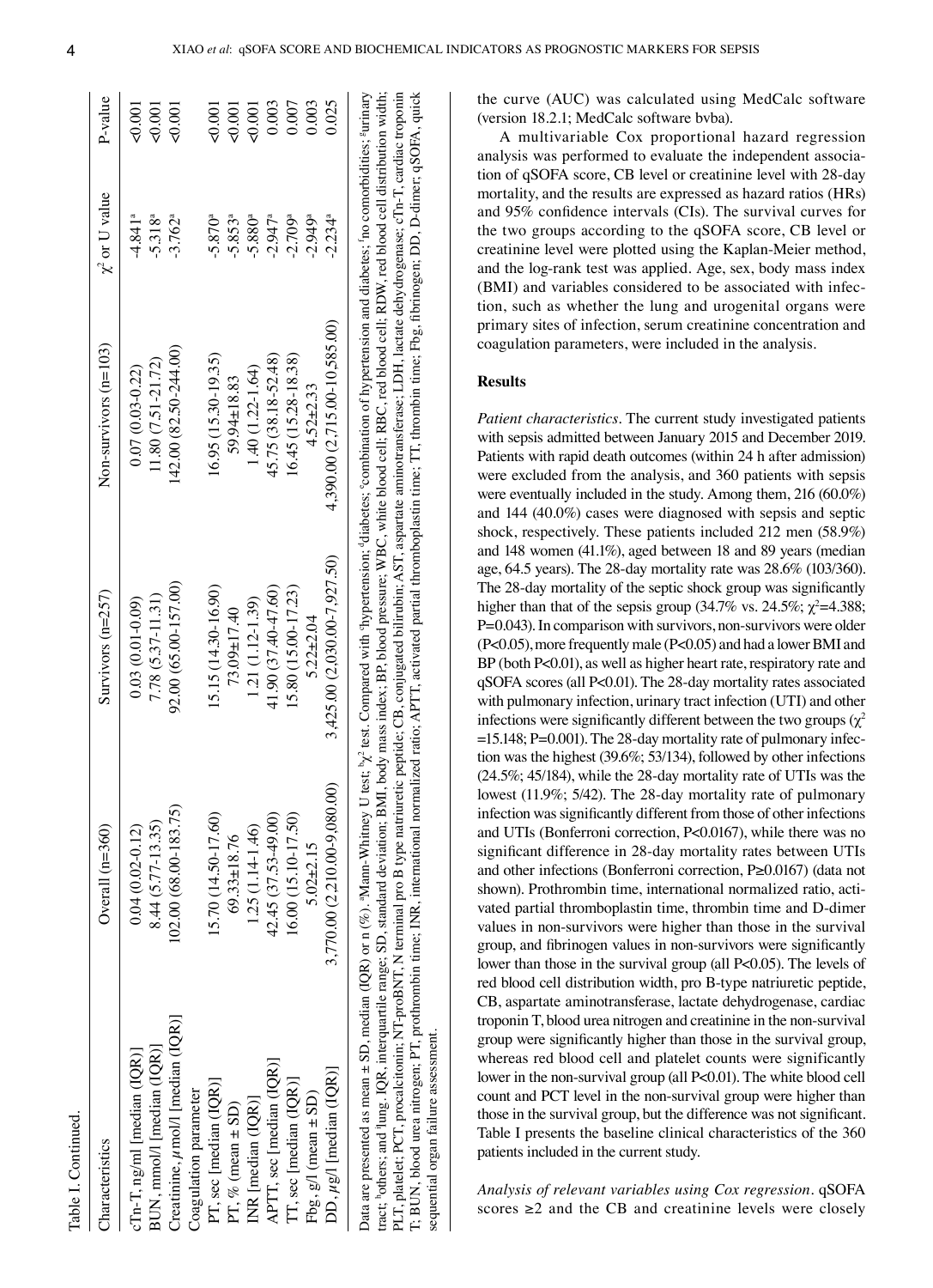Table I. Continued.

| Characteristics | Overall (n=360) | Survivors (n=257) | Non-survivors (n=103) | $\chi^2$ or U value | P-value |
|---|---|---|---|---|---|
| cTn-T, ng/ml [median (IQR)] | 0.04 (0.02-0.12) | 0.03 (0.01-0.09) | 0.07 (0.03-0.22) | -4.841[a] | <0.001 |
| BUN, mmol/l [median (IQR)] | 8.44 (5.77-13.35) | 7.78 (5.37-11.31) | 11.80 (7.51-21.72) | -5.318[a] | <0.001 |
| Creatinine, $\mu$mol/l [median (IQR)] | 102.00 (68.00-183.75) | 92.00 (65.00-157.00) | 142.00 (82.50-244.00) | -3.762[a] | <0.001 |
| Coagulation parameter | | | | | |
| PT, sec [median (IQR)] | 15.70 (14.50-17.60) | 15.15 (14.30-16.90) | 16.95 (15.30-19.35) | -5.870[a] | <0.001 |
| PT, % (mean ± SD) | 69.33±18.76 | 73.09±17.40 | 59.94±18.83 | -5.853[a] | <0.001 |
| INR [median (IQR)] | 1.25 (1.14-1.46) | 1.21 (1.12-1.39) | 1.40 (1.22-1.64) | -5.880[a] | <0.001 |
| APTT, sec [median (IQR)] | 42.45 (37.53-49.00) | 41.90 (37.40-47.60) | 45.75 (38.18-52.48) | -2.947[a] | 0.003 |
| TT, sec [median (IQR)] | 16.00 (15.10-17.50) | 15.80 (15.00-17.23) | 16.45 (15.28-18.38) | -2.709[a] | 0.007 |
| Fbg, g/l (mean ± SD) | 5.02±2.15 | 5.22±2.04 | 4.52±2.33 | -2.949[a] | 0.003 |
| DD, $\mu$g/l [median (IQR)] | 3,770.00 (2,210.00-9,080.00) | 3,425.00 (2,030.00-7,927.50) | 4,390.00 (2,715.00-10,585.00) | -2.234[a] | 0.025 |

Data are presented as mean ± SD, median (IQR) or n (%). [a]Mann-Whitney U test; [b]$\chi^2$ test. Compared with [c]hypertension; [d]diabetes; [e]combination of hypertension and diabetes; [f]no comorbidities; [g]urinary tract; [h]others; and [i]lung. IQR, interquartile range; SD, standard deviation; BMI, body mass index; BP, blood pressure; WBC, white blood cell; RBC, red blood cell; RDW, red blood cell distribution width; PLT, platelet; PCT, procalcitonin; NT-proBNT, N terminal pro B type natriuretic peptide; CB, conjugated bilirubin; AST, aspartate aminotransferase; LDH, lactate dehydrogenase; cTn-T, cardiac troponin T; BUN, blood urea nitrogen; PT, prothrombin time; INR, international normalized ratio; APTT, activated partial thromboplastin time; TT, thrombin time; Fbg, fibrinogen; DD, D-dimer; qSOFA, quick sequential organ failure assessment.

the curve (AUC) was calculated using MedCalc software (version 18.2.1; MedCalc software bvba).

A multivariable Cox proportional hazard regression analysis was performed to evaluate the independent association of qSOFA score, CB level or creatinine level with 28-day mortality, and the results are expressed as hazard ratios (HRs) and 95% confidence intervals (CIs). The survival curves for the two groups according to the qSOFA score, CB level or creatinine level were plotted using the Kaplan-Meier method, and the log-rank test was applied. Age, sex, body mass index (BMI) and variables considered to be associated with infection, such as whether the lung and urogenital organs were primary sites of infection, serum creatinine concentration and coagulation parameters, were included in the analysis.

## Results

*Patient characteristics.* The current study investigated patients with sepsis admitted between January 2015 and December 2019. Patients with rapid death outcomes (within 24 h after admission) were excluded from the analysis, and 360 patients with sepsis were eventually included in the study. Among them, 216 (60.0%) and 144 (40.0%) cases were diagnosed with sepsis and septic shock, respectively. These patients included 212 men (58.9%) and 148 women (41.1%), aged between 18 and 89 years (median age, 64.5 years). The 28-day mortality rate was 28.6% (103/360). The 28-day mortality of the septic shock group was significantly higher than that of the sepsis group (34.7% vs. 24.5%; $\chi^2$=4.388; P=0.043). In comparison with survivors, non-survivors were older (P<0.05), more frequently male (P<0.05) and had a lower BMI and BP (both P<0.01), as well as higher heart rate, respiratory rate and qSOFA scores (all P<0.01). The 28-day mortality rates associated with pulmonary infection, urinary tract infection (UTI) and other infections were significantly different between the two groups ($\chi^2$ =15.148; P=0.001). The 28-day mortality rate of pulmonary infection was the highest (39.6%; 53/134), followed by other infections (24.5%; 45/184), while the 28-day mortality rate of UTIs was the lowest (11.9%; 5/42). The 28-day mortality rate of pulmonary infection was significantly different from those of other infections and UTIs (Bonferroni correction, P<0.0167), while there was no significant difference in 28-day mortality rates between UTIs and other infections (Bonferroni correction, P≥0.0167) (data not shown). Prothrombin time, international normalized ratio, activated partial thromboplastin time, thrombin time and D-dimer values in non-survivors were higher than those in the survival group, and fibrinogen values in non-survivors were significantly lower than those in the survival group (all P<0.05). The levels of red blood cell distribution width, pro B-type natriuretic peptide, CB, aspartate aminotransferase, lactate dehydrogenase, cardiac troponin T, blood urea nitrogen and creatinine in the non-survival group were significantly higher than those in the survival group, whereas red blood cell and platelet counts were significantly lower in the non-survival group (all P<0.01). The white blood cell count and PCT level in the non-survival group were higher than those in the survival group, but the difference was not significant. Table I presents the baseline clinical characteristics of the 360 patients included in the current study.

*Analysis of relevant variables using Cox regression.* qSOFA scores ≥2 and the CB and creatinine levels were closely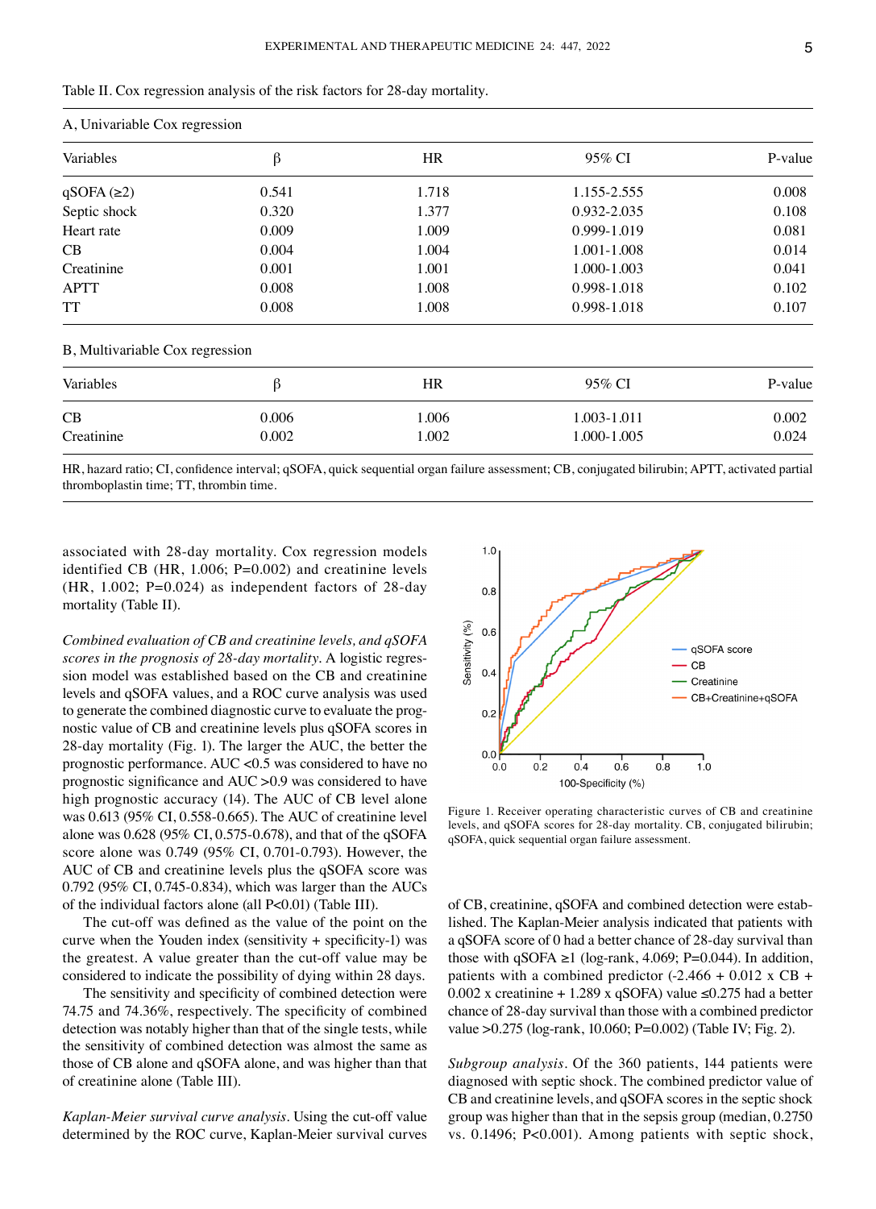Table II. Cox regression analysis of the risk factors for 28-day mortality.

A, Univariable Cox regression

| Variables | β | HR | 95% CI | P-value |
|---|---|---|---|---|
| qSOFA (≥2) | 0.541 | 1.718 | 1.155-2.555 | 0.008 |
| Septic shock | 0.320 | 1.377 | 0.932-2.035 | 0.108 |
| Heart rate | 0.009 | 1.009 | 0.999-1.019 | 0.081 |
| CB | 0.004 | 1.004 | 1.001-1.008 | 0.014 |
| Creatinine | 0.001 | 1.001 | 1.000-1.003 | 0.041 |
| APTT | 0.008 | 1.008 | 0.998-1.018 | 0.102 |
| TT | 0.008 | 1.008 | 0.998-1.018 | 0.107 |

B, Multivariable Cox regression

| Variables | β | HR | 95% CI | P-value |
|---|---|---|---|---|
| CB | 0.006 | 1.006 | 1.003-1.011 | 0.002 |
| Creatinine | 0.002 | 1.002 | 1.000-1.005 | 0.024 |

HR, hazard ratio; CI, confidence interval; qSOFA, quick sequential organ failure assessment; CB, conjugated bilirubin; APTT, activated partial thromboplastin time; TT, thrombin time.

associated with 28-day mortality. Cox regression models identified CB (HR, 1.006; P=0.002) and creatinine levels (HR, 1.002; P=0.024) as independent factors of 28-day mortality (Table II).

*Combined evaluation of CB and creatinine levels, and qSOFA scores in the prognosis of 28-day mortality.* A logistic regression model was established based on the CB and creatinine levels and qSOFA values, and a ROC curve analysis was used to generate the combined diagnostic curve to evaluate the prognostic value of CB and creatinine levels plus qSOFA scores in 28-day mortality (Fig. 1). The larger the AUC, the better the prognostic performance. AUC <0.5 was considered to have no prognostic significance and AUC >0.9 was considered to have high prognostic accuracy (14). The AUC of CB level alone was 0.613 (95% CI, 0.558-0.665). The AUC of creatinine level alone was 0.628 (95% CI, 0.575-0.678), and that of the qSOFA score alone was 0.749 (95% CI, 0.701-0.793). However, the AUC of CB and creatinine levels plus the qSOFA score was 0.792 (95% CI, 0.745-0.834), which was larger than the AUCs of the individual factors alone (all P<0.01) (Table III).

The cut-off was defined as the value of the point on the curve when the Youden index (sensitivity + specificity-1) was the greatest. A value greater than the cut-off value may be considered to indicate the possibility of dying within 28 days.

The sensitivity and specificity of combined detection were 74.75 and 74.36%, respectively. The specificity of combined detection was notably higher than that of the single tests, while the sensitivity of combined detection was almost the same as those of CB alone and qSOFA alone, and was higher than that of creatinine alone (Table III).

*Kaplan-Meier survival curve analysis.* Using the cut-off value determined by the ROC curve, Kaplan-Meier survival curves of CB, creatinine, qSOFA and combined detection were established. The Kaplan-Meier analysis indicated that patients with a qSOFA score of 0 had a better chance of 28-day survival than those with qSOFA ≥1 (log-rank, 4.069; P=0.044). In addition, patients with a combined predictor (-2.466 + 0.012 x CB + 0.002 x creatinine + 1.289 x qSOFA) value ≤0.275 had a better chance of 28-day survival than those with a combined predictor value >0.275 (log-rank, 10.060; P=0.002) (Table IV; Fig. 2).

Sensitivity (%)
1.0
0.8
0.6
0.4
0.2
0.0
0.0 0.2 0.4 0.6 0.8 1.0
100-Specificity (%)
qSOFA score
CB
Creatinine
CB+Creatinine+qSOFA

Figure 1. Receiver operating characteristic curves of CB and creatinine levels, and qSOFA scores for 28-day mortality. CB, conjugated bilirubin; qSOFA, quick sequential organ failure assessment.

*Subgroup analysis.* Of the 360 patients, 144 patients were diagnosed with septic shock. The combined predictor value of CB and creatinine levels, and qSOFA scores in the septic shock group was higher than that in the sepsis group (median, 0.2750 vs. 0.1496; P<0.001). Among patients with septic shock,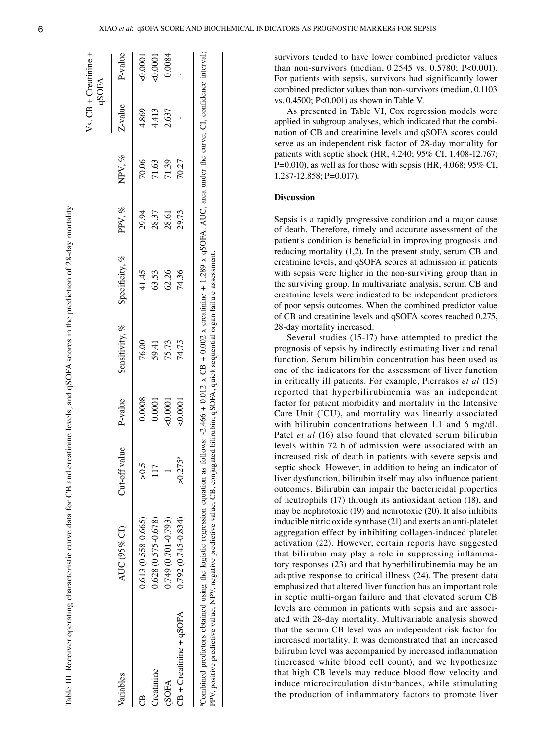Table III. Receiver operating characteristic curve data for CB and creatinine levels, and qSOFA scores in the prediction of 28-day mortality.

| Variables | AUC (95% CI) | Cut-off value | P-value | Sensitivity, % | Specificity, % | PPV, % | NPV, % | Vs. CB + Creatinine + qSOFA | |
|---|---|---|---|---|---|---|---|---|---|
| | | | | | | | | Z-value | P-value |
| CB | 0.613 (0.558-0.665) | >0.5 | 0.0008 | 76.00 | 41.45 | 29.94 | 70.06 | 4.869 | <0.0001 |
| Creatinine | 0.628 (0.575-0.678) | 117 | 0.0001 | 59.41 | 63.53 | 28.37 | 71.63 | 4.413 | <0.0001 |
| qSOFA | 0.749 (0.701-0.793) | 1 | <0.0001 | 75.73 | 62.26 | 28.61 | 71.39 | 2.637 | 0.0084 |
| CB + Creatinine + qSOFA | 0.792 (0.745-0.834) | >0.275[a] | <0.0001 | 74.75 | 74.36 | 29.73 | 70.27 | - | - |

[a]Combined predictors obtained using the logistic regression equation as follows: -2.466 + 0.012 x CB + 0.002 x creatinine + 1.289 x qSOFA. AUC, area under the curve; CI, confidence interval; PPV, positive predictive value; NPV, negative predictive value; CB, conjugated bilirubin; qSOFA, quick sequential organ failure assessment.

survivors tended to have lower combined predictor values than non-survivors (median, 0.2545 vs. 0.5780; P<0.001). For patients with sepsis, survivors had significantly lower combined predictor values than non-survivors (median, 0.1103 vs. 0.4500; P<0.001) as shown in Table V.

As presented in Table VI, Cox regression models were applied in subgroup analyses, which indicated that the combination of CB and creatinine levels and qSOFA scores could serve as an independent risk factor of 28-day mortality for patients with septic shock (HR, 4.240; 95% CI, 1.408-12.767; P=0.010), as well as for those with sepsis (HR, 4.068; 95% CI, 1.287-12.858; P=0.017).

## Discussion

Sepsis is a rapidly progressive condition and a major cause of death. Therefore, timely and accurate assessment of the patient's condition is beneficial in improving prognosis and reducing mortality (1,2). In the present study, serum CB and creatinine levels, and qSOFA scores at admission in patients with sepsis were higher in the non-surviving group than in the surviving group. In multivariate analysis, serum CB and creatinine levels were indicated to be independent predictors of poor sepsis outcomes. When the combined predictor value of CB and creatinine levels and qSOFA scores reached 0.275, 28-day mortality increased.

Several studies (15-17) have attempted to predict the prognosis of sepsis by indirectly estimating liver and renal function. Serum bilirubin concentration has been used as one of the indicators for the assessment of liver function in critically ill patients. For example, Pierrakos *et al* (15) reported that hyperbilirubinemia was an independent factor for patient morbidity and mortality in the Intensive Care Unit (ICU), and mortality was linearly associated with bilirubin concentrations between 1.1 and 6 mg/dl. Patel *et al* (16) also found that elevated serum bilirubin levels within 72 h of admission were associated with an increased risk of death in patients with severe sepsis and septic shock. However, in addition to being an indicator of liver dysfunction, bilirubin itself may also influence patient outcomes. Bilirubin can impair the bactericidal properties of neutrophils (17) through its antioxidant action (18), and may be nephrotoxic (19) and neurotoxic (20). It also inhibits inducible nitric oxide synthase (21) and exerts an anti-platelet aggregation effect by inhibiting collagen-induced platelet activation (22). However, certain reports have suggested that bilirubin may play a role in suppressing inflammatory responses (23) and that hyperbilirubinemia may be an adaptive response to critical illness (24). The present data emphasized that altered liver function has an important role in septic multi-organ failure and that elevated serum CB levels are common in patients with sepsis and are associated with 28-day mortality. Multivariable analysis showed that the serum CB level was an independent risk factor for increased mortality. It was demonstrated that an increased bilirubin level was accompanied by increased inflammation (increased white blood cell count), and we hypothesize that high CB levels may reduce blood flow velocity and induce microcirculation disturbances, while stimulating the production of inflammatory factors to promote liver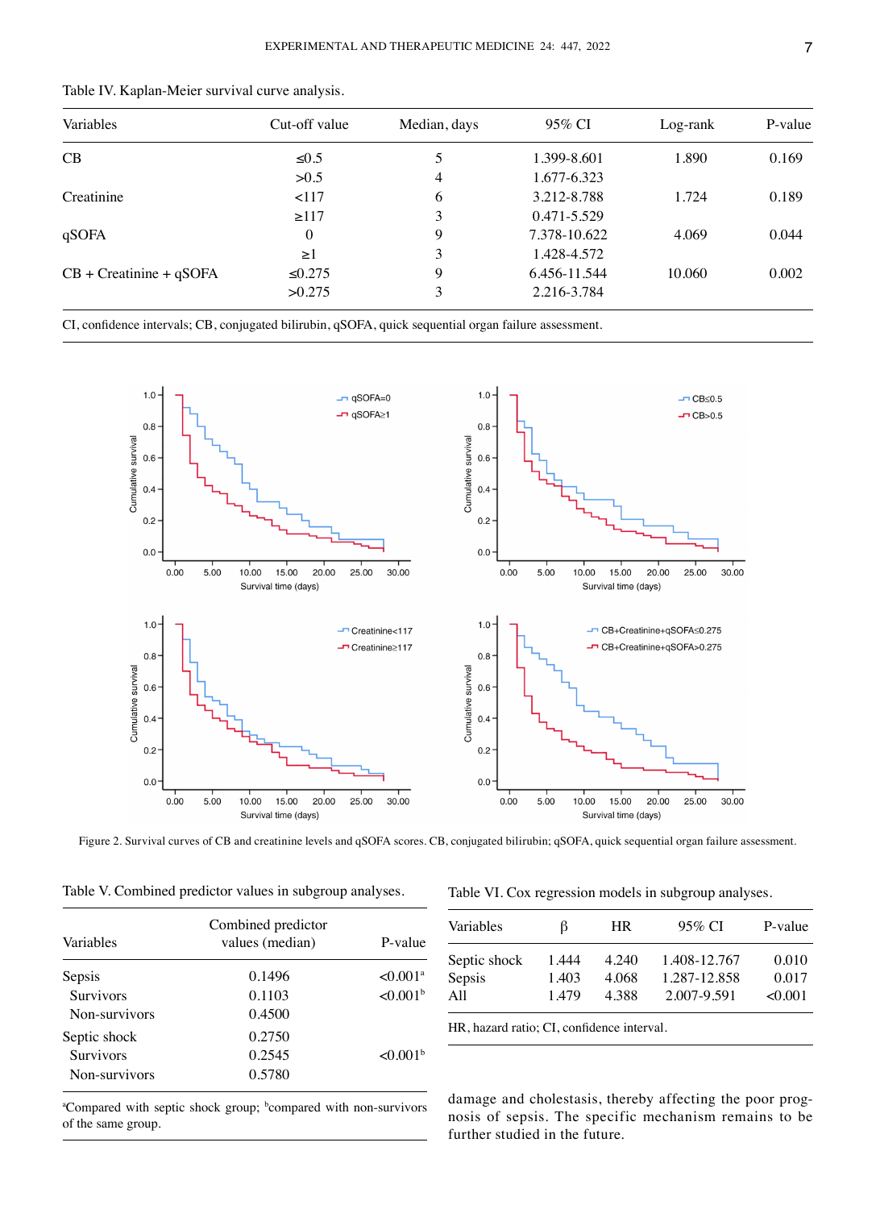Table IV. Kaplan-Meier survival curve analysis.

| Variables | Cut-off value | Median, days | 95% CI | Log-rank | P-value |
|---|---|---|---|---|---|
| CB | ≤0.5 | 5 | 1.399-8.601 | 1.890 | 0.169 |
| | >0.5 | 4 | 1.677-6.323 | | |
| Creatinine | <117 | 6 | 3.212-8.788 | 1.724 | 0.189 |
| | ≥117 | 3 | 0.471-5.529 | | |
| qSOFA | 0 | 9 | 7.378-10.622 | 4.069 | 0.044 |
| | ≥1 | 3 | 1.428-4.572 | | |
| CB + Creatinine + qSOFA | ≤0.275 | 9 | 6.456-11.544 | 10.060 | 0.002 |
| | >0.275 | 3 | 2.216-3.784 | | |

CI, confidence intervals; CB, conjugated bilirubin, qSOFA, quick sequential organ failure assessment.

qSOFA=0
qSOFA≥1
Cumulative survival
Survival time (days)

CB≤0.5
CB>0.5
Cumulative survival
Survival time (days)

Creatinine<117
Creatinine≥117
Cumulative survival
Survival time (days)

CB+Creatinine+qSOFA≤0.275
CB+Creatinine+qSOFA>0.275
Cumulative survival
Survival time (days)

Figure 2. Survival curves of CB and creatinine levels and qSOFA scores. CB, conjugated bilirubin; qSOFA, quick sequential organ failure assessment.

Table V. Combined predictor values in subgroup analyses.

| Variables | Combined predictor values (median) | P-value |
|---|---|---|
| Sepsis | 0.1496 | <0.001[a] |
| Survivors | 0.1103 | <0.001[b] |
| Non-survivors | 0.4500 | |
| Septic shock | 0.2750 | |
| Survivors | 0.2545 | <0.001[b] |
| Non-survivors | 0.5780 | |

[a]Compared with septic shock group; [b]compared with non-survivors of the same group.

Table VI. Cox regression models in subgroup analyses.

| Variables | β | HR | 95% CI | P-value |
|---|---|---|---|---|
| Septic shock | 1.444 | 4.240 | 1.408-12.767 | 0.010 |
| Sepsis | 1.403 | 4.068 | 1.287-12.858 | 0.017 |
| All | 1.479 | 4.388 | 2.007-9.591 | <0.001 |

HR, hazard ratio; CI, confidence interval.

damage and cholestasis, thereby affecting the poor prognosis of sepsis. The specific mechanism remains to be further studied in the future.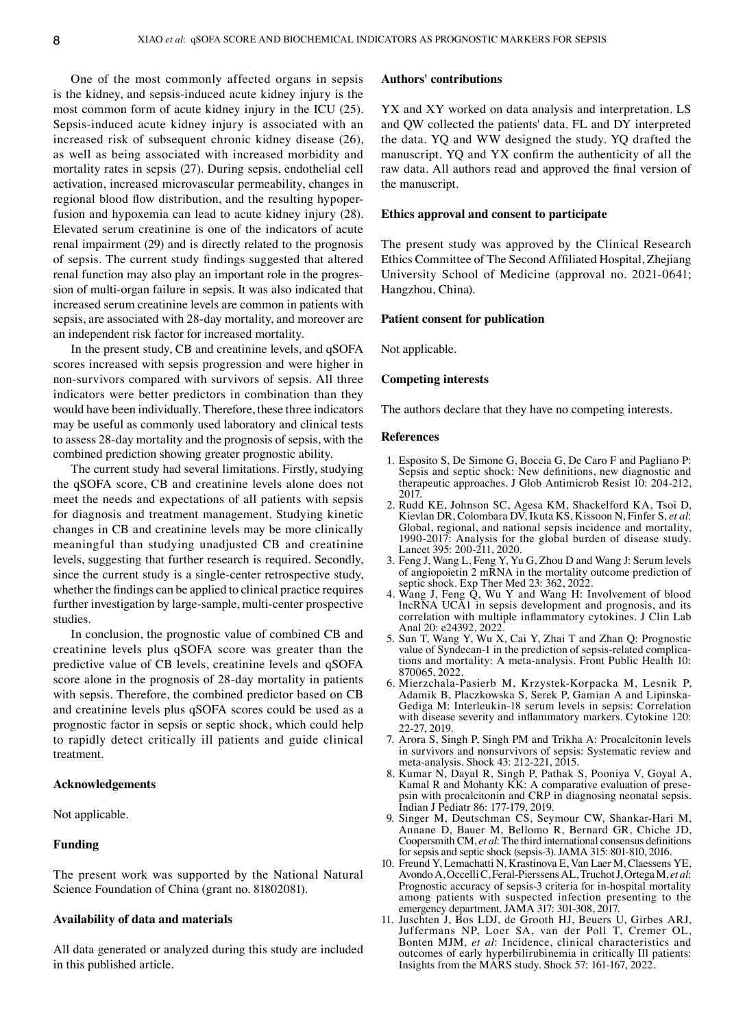One of the most commonly affected organs in sepsis is the kidney, and sepsis-induced acute kidney injury is the most common form of acute kidney injury in the ICU (25). Sepsis-induced acute kidney injury is associated with an increased risk of subsequent chronic kidney disease (26), as well as being associated with increased morbidity and mortality rates in sepsis (27). During sepsis, endothelial cell activation, increased microvascular permeability, changes in regional blood flow distribution, and the resulting hypoperfusion and hypoxemia can lead to acute kidney injury (28). Elevated serum creatinine is one of the indicators of acute renal impairment (29) and is directly related to the prognosis of sepsis. The current study findings suggested that altered renal function may also play an important role in the progression of multi-organ failure in sepsis. It was also indicated that increased serum creatinine levels are common in patients with sepsis, are associated with 28-day mortality, and moreover are an independent risk factor for increased mortality.

In the present study, CB and creatinine levels, and qSOFA scores increased with sepsis progression and were higher in non-survivors compared with survivors of sepsis. All three indicators were better predictors in combination than they would have been individually. Therefore, these three indicators may be useful as commonly used laboratory and clinical tests to assess 28-day mortality and the prognosis of sepsis, with the combined prediction showing greater prognostic ability.

The current study had several limitations. Firstly, studying the qSOFA score, CB and creatinine levels alone does not meet the needs and expectations of all patients with sepsis for diagnosis and treatment management. Studying kinetic changes in CB and creatinine levels may be more clinically meaningful than studying unadjusted CB and creatinine levels, suggesting that further research is required. Secondly, since the current study is a single-center retrospective study, whether the findings can be applied to clinical practice requires further investigation by large-sample, multi-center prospective studies.

In conclusion, the prognostic value of combined CB and creatinine levels plus qSOFA score was greater than the predictive value of CB levels, creatinine levels and qSOFA score alone in the prognosis of 28-day mortality in patients with sepsis. Therefore, the combined predictor based on CB and creatinine levels plus qSOFA scores could be used as a prognostic factor in sepsis or septic shock, which could help to rapidly detect critically ill patients and guide clinical treatment.

## Acknowledgements

Not applicable.

## Funding

The present work was supported by the National Natural Science Foundation of China (grant no. 81802081).

## Availability of data and materials

All data generated or analyzed during this study are included in this published article.

## Authors' contributions

YX and XY worked on data analysis and interpretation. LS and QW collected the patients' data. FL and DY interpreted the data. YQ and WW designed the study. YQ drafted the manuscript. YQ and YX confirm the authenticity of all the raw data. All authors read and approved the final version of the manuscript.

## Ethics approval and consent to participate

The present study was approved by the Clinical Research Ethics Committee of The Second Affiliated Hospital, Zhejiang University School of Medicine (approval no. 2021-0641; Hangzhou, China).

## Patient consent for publication

Not applicable.

## Competing interests

The authors declare that they have no competing interests.

## References

1. Esposito S, De Simone G, Boccia G, De Caro F and Pagliano P: Sepsis and septic shock: New definitions, new diagnostic and therapeutic approaches. J Glob Antimicrob Resist 10: 204-212, 2017.
2. Rudd KE, Johnson SC, Agesa KM, Shackelford KA, Tsoi D, Kievlan DR, Colombara DV, Ikuta KS, Kissoon N, Finfer S, *et al*: Global, regional, and national sepsis incidence and mortality, 1990-2017: Analysis for the global burden of disease study. Lancet 395: 200-211, 2020.
3. Feng J, Wang L, Feng Y, Yu G, Zhou D and Wang J: Serum levels of angiopoietin 2 mRNA in the mortality outcome prediction of septic shock. Exp Ther Med 23: 362, 2022.
4. Wang J, Feng Q, Wu Y and Wang H: Involvement of blood lncRNA UCA1 in sepsis development and prognosis, and its correlation with multiple inflammatory cytokines. J Clin Lab Anal 20: e24392, 2022.
5. Sun T, Wang Y, Wu X, Cai Y, Zhai T and Zhan Q: Prognostic value of Syndecan-1 in the prediction of sepsis-related complications and mortality: A meta-analysis. Front Public Health 10: 870065, 2022.
6. Mierzchala-Pasierb M, Krzystek-Korpacka M, Lesnik P, Adamik B, Placzkowska S, Serek P, Gamian A and Lipinska-Gediga M: Interleukin-18 serum levels in sepsis: Correlation with disease severity and inflammatory markers. Cytokine 120: 22-27, 2019.
7. Arora S, Singh P, Singh PM and Trikha A: Procalcitonin levels in survivors and nonsurvivors of sepsis: Systematic review and meta-analysis. Shock 43: 212-221, 2015.
8. Kumar N, Dayal R, Singh P, Pathak S, Pooniya V, Goyal A, Kamal R and Mohanty KK: A comparative evaluation of presepsin with procalcitonin and CRP in diagnosing neonatal sepsis. Indian J Pediatr 86: 177-179, 2019.
9. Singer M, Deutschman CS, Seymour CW, Shankar-Hari M, Annane D, Bauer M, Bellomo R, Bernard GR, Chiche JD, Coopersmith CM, *et al*: The third international consensus definitions for sepsis and septic shock (sepsis-3). JAMA 315: 801-810, 2016.
10. Freund Y, Lemachatti N, Krastinova E, Van Laer M, Claessens YE, Avondo A, Occelli C, Feral-Pierssens AL, Truchot J, Ortega M, *et al*: Prognostic accuracy of sepsis-3 criteria for in-hospital mortality among patients with suspected infection presenting to the emergency department. JAMA 317: 301-308, 2017.
11. Juschten J, Bos LDJ, de Grooth HJ, Beuers U, Girbes ARJ, Juffermans NP, Loer SA, van der Poll T, Cremer OL, Bonten MJM, *et al*: Incidence, clinical characteristics and outcomes of early hyperbilirubinemia in critically Ill patients: Insights from the MARS study. Shock 57: 161-167, 2022.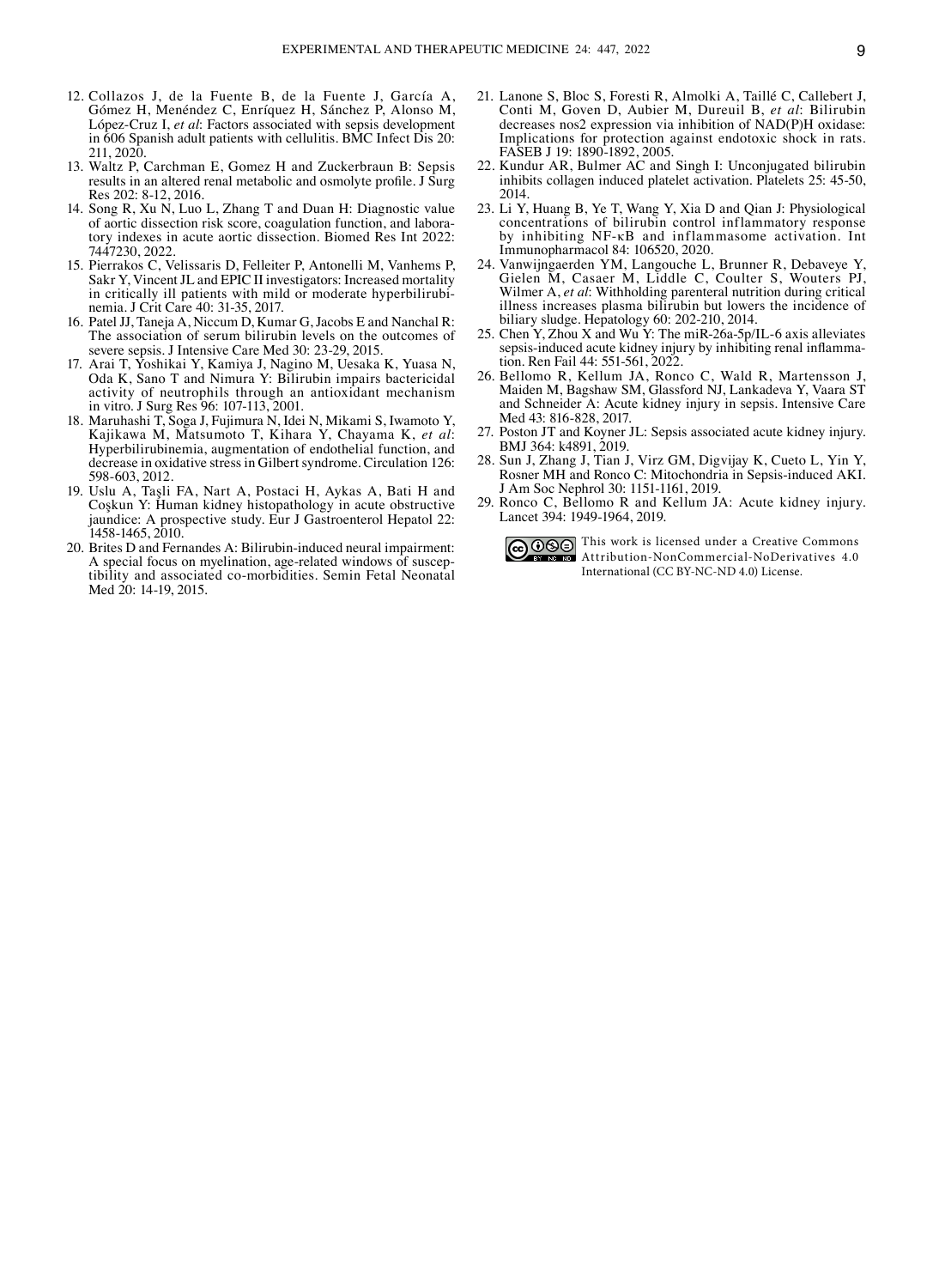12. Collazos J, de la Fuente B, de la Fuente J, García A, Gómez H, Menéndez C, Enríquez H, Sánchez P, Alonso M, López-Cruz I, *et al*: Factors associated with sepsis development in 606 Spanish adult patients with cellulitis. BMC Infect Dis 20: 211, 2020.
13. Waltz P, Carchman E, Gomez H and Zuckerbraun B: Sepsis results in an altered renal metabolic and osmolyte profile. J Surg Res 202: 8-12, 2016.
14. Song R, Xu N, Luo L, Zhang T and Duan H: Diagnostic value of aortic dissection risk score, coagulation function, and laboratory indexes in acute aortic dissection. Biomed Res Int 2022: 7447230, 2022.
15. Pierrakos C, Velissaris D, Felleiter P, Antonelli M, Vanhems P, Sakr Y, Vincent JL and EPIC II investigators: Increased mortality in critically ill patients with mild or moderate hyperbilirubinemia. J Crit Care 40: 31-35, 2017.
16. Patel JJ, Taneja A, Niccum D, Kumar G, Jacobs E and Nanchal R: The association of serum bilirubin levels on the outcomes of severe sepsis. J Intensive Care Med 30: 23-29, 2015.
17. Arai T, Yoshikai Y, Kamiya J, Nagino M, Uesaka K, Yuasa N, Oda K, Sano T and Nimura Y: Bilirubin impairs bactericidal activity of neutrophils through an antioxidant mechanism in vitro. J Surg Res 96: 107-113, 2001.
18. Maruhashi T, Soga J, Fujimura N, Idei N, Mikami S, Iwamoto Y, Kajikawa M, Matsumoto T, Kihara Y, Chayama K, *et al*: Hyperbilirubinemia, augmentation of endothelial function, and decrease in oxidative stress in Gilbert syndrome. Circulation 126: 598-603, 2012.
19. Uslu A, Taşli FA, Nart A, Postaci H, Aykas A, Bati H and Coşkun Y: Human kidney histopathology in acute obstructive jaundice: A prospective study. Eur J Gastroenterol Hepatol 22: 1458-1465, 2010.
20. Brites D and Fernandes A: Bilirubin-induced neural impairment: A special focus on myelination, age-related windows of susceptibility and associated co-morbidities. Semin Fetal Neonatal Med 20: 14-19, 2015.
21. Lanone S, Bloc S, Foresti R, Almolki A, Taillé C, Callebert J, Conti M, Goven D, Aubier M, Dureuil B, *et al*: Bilirubin decreases nos2 expression via inhibition of NAD(P)H oxidase: Implications for protection against endotoxic shock in rats. FASEB J 19: 1890-1892, 2005.
22. Kundur AR, Bulmer AC and Singh I: Unconjugated bilirubin inhibits collagen induced platelet activation. Platelets 25: 45-50, 2014.
23. Li Y, Huang B, Ye T, Wang Y, Xia D and Qian J: Physiological concentrations of bilirubin control inflammatory response by inhibiting NF-κB and inflammasome activation. Int Immunopharmacol 84: 106520, 2020.
24. Vanwijngaerden YM, Langouche L, Brunner R, Debaveye Y, Gielen M, Casaer M, Liddle C, Coulter S, Wouters PJ, Wilmer A, *et al*: Withholding parenteral nutrition during critical illness increases plasma bilirubin but lowers the incidence of biliary sludge. Hepatology 60: 202-210, 2014.
25. Chen Y, Zhou X and Wu Y: The miR-26a-5p/IL-6 axis alleviates sepsis-induced acute kidney injury by inhibiting renal inflammation. Ren Fail 44: 551-561, 2022.
26. Bellomo R, Kellum JA, Ronco C, Wald R, Martensson J, Maiden M, Bagshaw SM, Glassford NJ, Lankadeva Y, Vaara ST and Schneider A: Acute kidney injury in sepsis. Intensive Care Med 43: 816-828, 2017.
27. Poston JT and Koyner JL: Sepsis associated acute kidney injury. BMJ 364: k4891, 2019.
28. Sun J, Zhang J, Tian J, Virz GM, Digvijay K, Cueto L, Yin Y, Rosner MH and Ronco C: Mitochondria in Sepsis-induced AKI. J Am Soc Nephrol 30: 1151-1161, 2019.
29. Ronco C, Bellomo R and Kellum JA: Acute kidney injury. Lancet 394: 1949-1964, 2019.

This work is licensed under a Creative Commons Attribution-NonCommercial-NoDerivatives 4.0 International (CC BY-NC-ND 4.0) License.